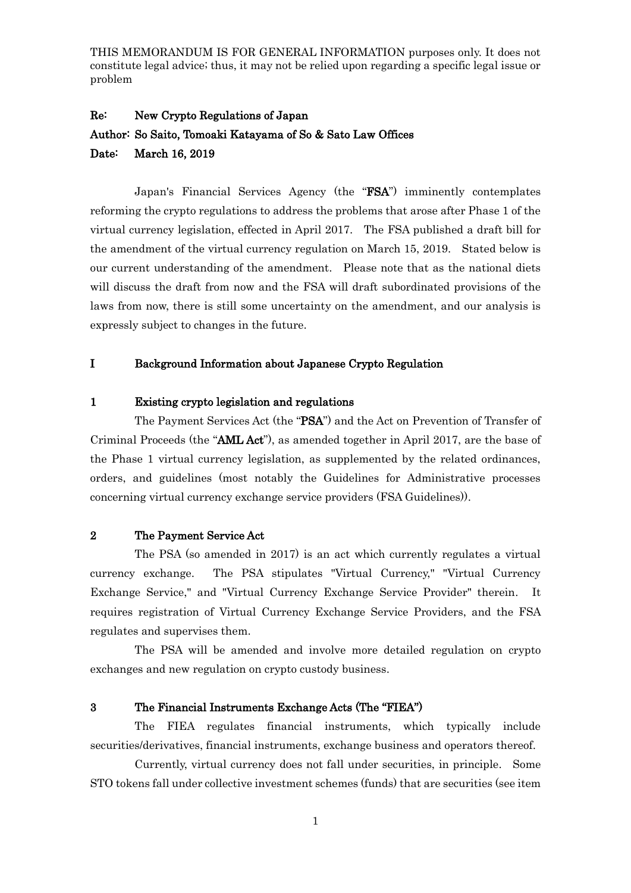THIS MEMORANDUM IS FOR GENERAL INFORMATION purposes only. It does not constitute legal advice; thus, it may not be relied upon regarding a specific legal issue or problem

**Re: New Crypto Regulations of Japan**

**Author: So Saito, Tomoaki Katayama of So & Sato Law Offices**

**Date: March 16, 2019**

Japan's Financial Services Agency (the "**FSA**") imminently contemplates reforming the crypto regulations to address the problems that arose after Phase 1 of the virtual currency legislation, effected in April 2017. The FSA published a draft bill for the amendment of the virtual currency regulation on March 15, 2019. Stated below is our current understanding of the amendment. Please note that as the national diets will discuss the draft from now and the FSA will draft subordinated provisions of the laws from now, there is still some uncertainty on the amendment, and our analysis is expressly subject to changes in the future.

## I Background Information about Japanese Crypto Regulation

### 1 Existing crypto legislation and regulations

The Payment Services Act (the "**PSA**") and the Act on Prevention of Transfer of Criminal Proceeds (the "**AML Act**"), as amended together in April 2017, are the base of the Phase 1 virtual currency legislation, as supplemented by the related ordinances, orders, and guidelines (most notably the Guidelines for Administrative processes concerning virtual currency exchange service providers (FSA Guidelines)).

### 2 The Payment Service Act

The PSA (so amended in 2017) is an act which currently regulates a virtual currency exchange. The PSA stipulates "Virtual Currency," "Virtual Currency Exchange Service," and "Virtual Currency Exchange Service Provider" therein. It requires registration of Virtual Currency Exchange Service Providers, and the FSA regulates and supervises them.

The PSA will be amended and involve more detailed regulation on crypto exchanges and new regulation on crypto custody business.

### 3 The Financial Instruments Exchange Acts (The "FIEA")

The FIEA regulates financial instruments, which typically include securities/derivatives, financial instruments, exchange business and operators thereof.

Currently, virtual currency does not fall under securities, in principle. Some STO tokens fall under collective investment schemes (funds) that are securities (see item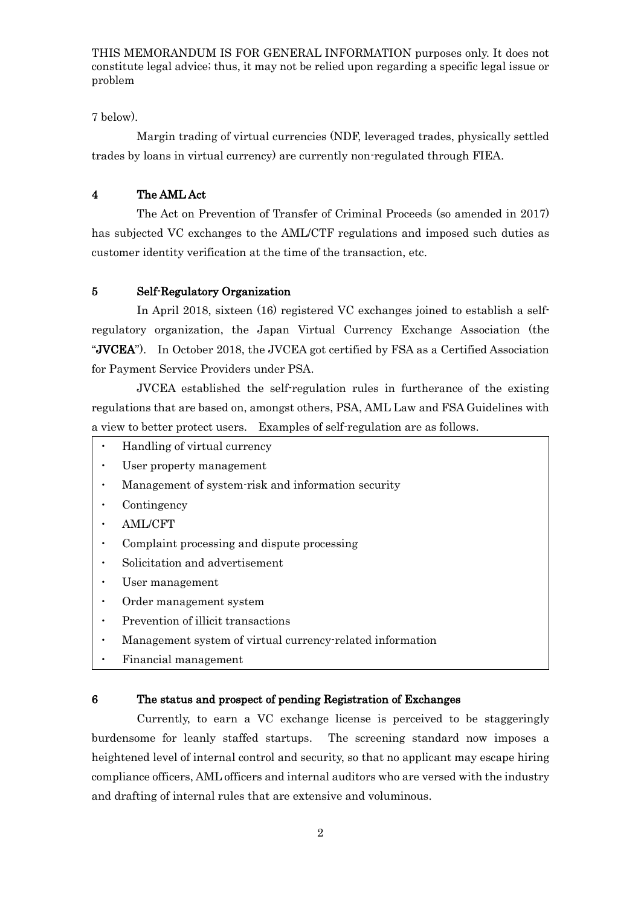THIS MEMORANDUM IS FOR GENERAL INFORMATION purposes only. It does not constitute legal advice; thus, it may not be relied upon regarding a specific legal issue or problem

7 below).

Margin trading of virtual currencies (NDF, leveraged trades, physically settled trades by loans in virtual currency) are currently non-regulated through FIEA.

## 4 The AML Act

The Act on Prevention of Transfer of Criminal Proceeds (so amended in 2017) has subjected VC exchanges to the AML/CTF regulations and imposed such duties as customer identity verification at the time of the transaction, etc.

## 5 Self-Regulatory Organization

In April 2018, sixteen (16) registered VC exchanges joined to establish a self-regulatory organization, the Japan Virtual Currency Exchange Association (the "**JVCEA**"). In October 2018, the JVCEA got certified by FSA as a Certified Association for Payment Service Providers under PSA.

JVCEA established the self-regulation rules in furtherance of the existing regulations that are based on, amongst others, PSA, AML Law and FSA Guidelines with a view to better protect users. Examples of self-regulation are as follows.

- Handling of virtual currency
- User property management
- Management of system-risk and information security
- Contingency
- AML/CFT
- Complaint processing and dispute processing
- Solicitation and advertisement
- User management
- Order management system
- Prevention of illicit transactions
- Management system of virtual currency-related information
- Financial management

## 6 The status and prospect of pending Registration of Exchanges

Currently, to earn a VC exchange license is perceived to be staggeringly burdensome for leanly staffed startups. The screening standard now imposes a heightened level of internal control and security, so that no applicant may escape hiring compliance officers, AML officers and internal auditors who are versed with the industry and drafting of internal rules that are extensive and voluminous.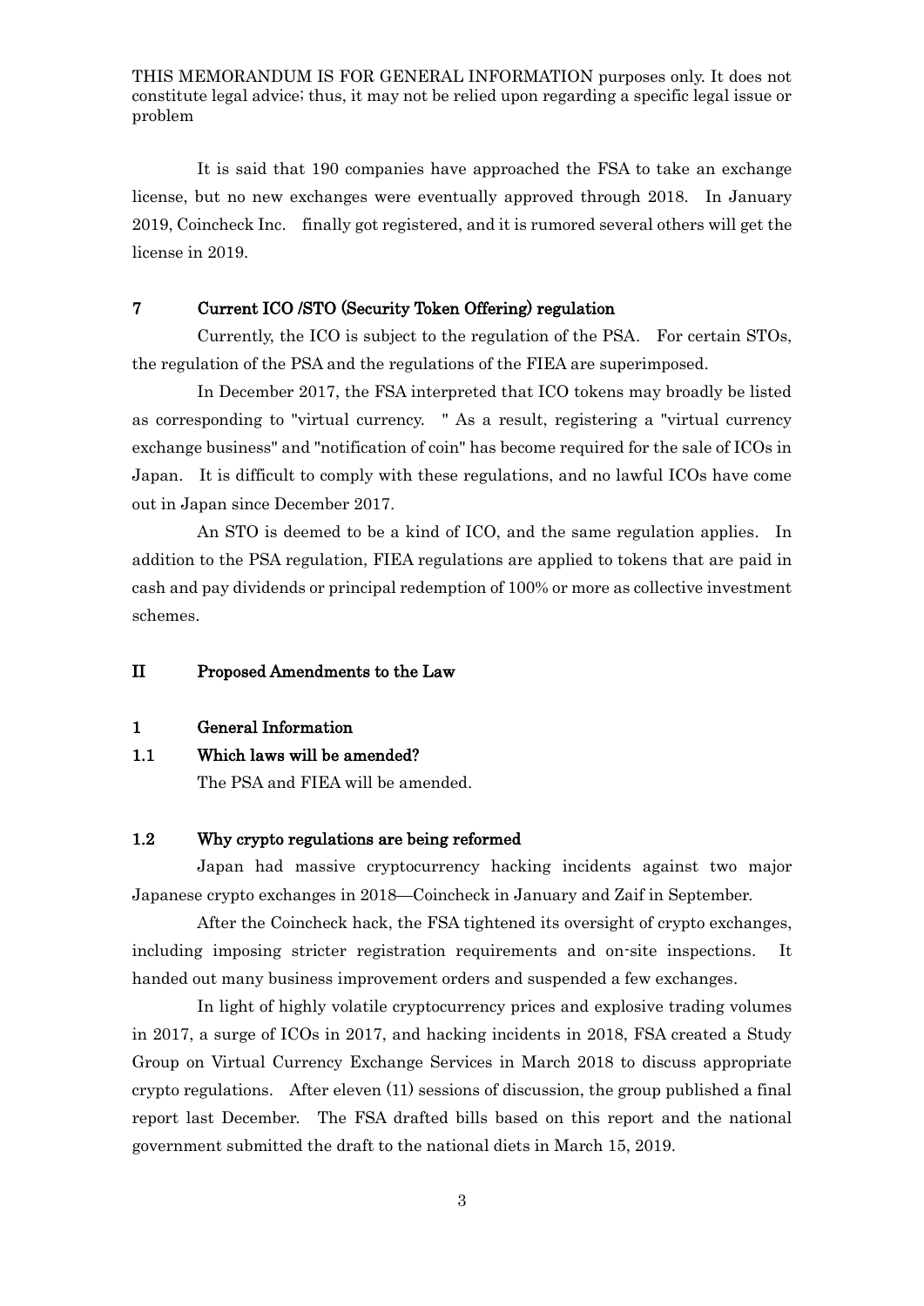THIS MEMORANDUM IS FOR GENERAL INFORMATION purposes only. It does not constitute legal advice; thus, it may not be relied upon regarding a specific legal issue or problem

It is said that 190 companies have approached the FSA to take an exchange license, but no new exchanges were eventually approved through 2018. In January 2019, Coincheck Inc. finally got registered, and it is rumored several others will get the license in 2019.

## 7 Current ICO /STO (Security Token Offering) regulation

Currently, the ICO is subject to the regulation of the PSA. For certain STOs, the regulation of the PSA and the regulations of the FIEA are superimposed.

In December 2017, the FSA interpreted that ICO tokens may broadly be listed as corresponding to "virtual currency. " As a result, registering a "virtual currency exchange business" and "notification of coin" has become required for the sale of ICOs in Japan. It is difficult to comply with these regulations, and no lawful ICOs have come out in Japan since December 2017.

An STO is deemed to be a kind of ICO, and the same regulation applies. In addition to the PSA regulation, FIEA regulations are applied to tokens that are paid in cash and pay dividends or principal redemption of 100% or more as collective investment schemes.

# II Proposed Amendments to the Law

## 1 General Information

### 1.1 Which laws will be amended?

The PSA and FIEA will be amended.

### 1.2 Why crypto regulations are being reformed

Japan had massive cryptocurrency hacking incidents against two major Japanese crypto exchanges in 2018—Coincheck in January and Zaif in September.

After the Coincheck hack, the FSA tightened its oversight of crypto exchanges, including imposing stricter registration requirements and on-site inspections. It handed out many business improvement orders and suspended a few exchanges.

In light of highly volatile cryptocurrency prices and explosive trading volumes in 2017, a surge of ICOs in 2017, and hacking incidents in 2018, FSA created a Study Group on Virtual Currency Exchange Services in March 2018 to discuss appropriate crypto regulations. After eleven (11) sessions of discussion, the group published a final report last December. The FSA drafted bills based on this report and the national government submitted the draft to the national diets in March 15, 2019.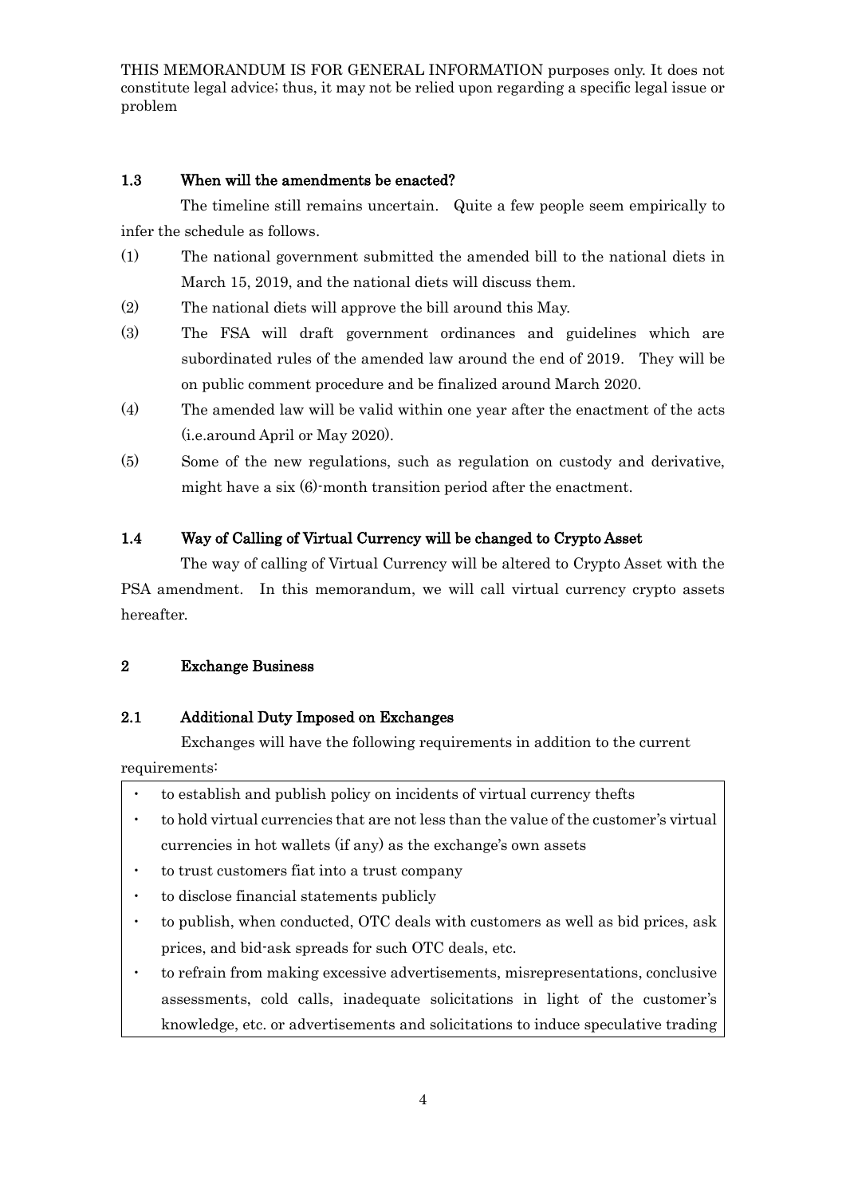THIS MEMORANDUM IS FOR GENERAL INFORMATION purposes only. It does not constitute legal advice; thus, it may not be relied upon regarding a specific legal issue or problem

### 1.3 When will the amendments be enacted?

The timeline still remains uncertain. Quite a few people seem empirically to infer the schedule as follows.

(1) The national government submitted the amended bill to the national diets in March 15, 2019, and the national diets will discuss them.

(2) The national diets will approve the bill around this May.

(3) The FSA will draft government ordinances and guidelines which are subordinated rules of the amended law around the end of 2019. They will be on public comment procedure and be finalized around March 2020.

(4) The amended law will be valid within one year after the enactment of the acts (i.e.around April or May 2020).

(5) Some of the new regulations, such as regulation on custody and derivative, might have a six (6)-month transition period after the enactment.

### 1.4 Way of Calling of Virtual Currency will be changed to Crypto Asset

The way of calling of Virtual Currency will be altered to Crypto Asset with the PSA amendment. In this memorandum, we will call virtual currency crypto assets hereafter.

## 2 Exchange Business

### 2.1 Additional Duty Imposed on Exchanges

Exchanges will have the following requirements in addition to the current requirements:

- to establish and publish policy on incidents of virtual currency thefts
- to hold virtual currencies that are not less than the value of the customer's virtual currencies in hot wallets (if any) as the exchange's own assets
- to trust customers fiat into a trust company
- to disclose financial statements publicly
- to publish, when conducted, OTC deals with customers as well as bid prices, ask prices, and bid-ask spreads for such OTC deals, etc.
- to refrain from making excessive advertisements, misrepresentations, conclusive assessments, cold calls, inadequate solicitations in light of the customer's knowledge, etc. or advertisements and solicitations to induce speculative trading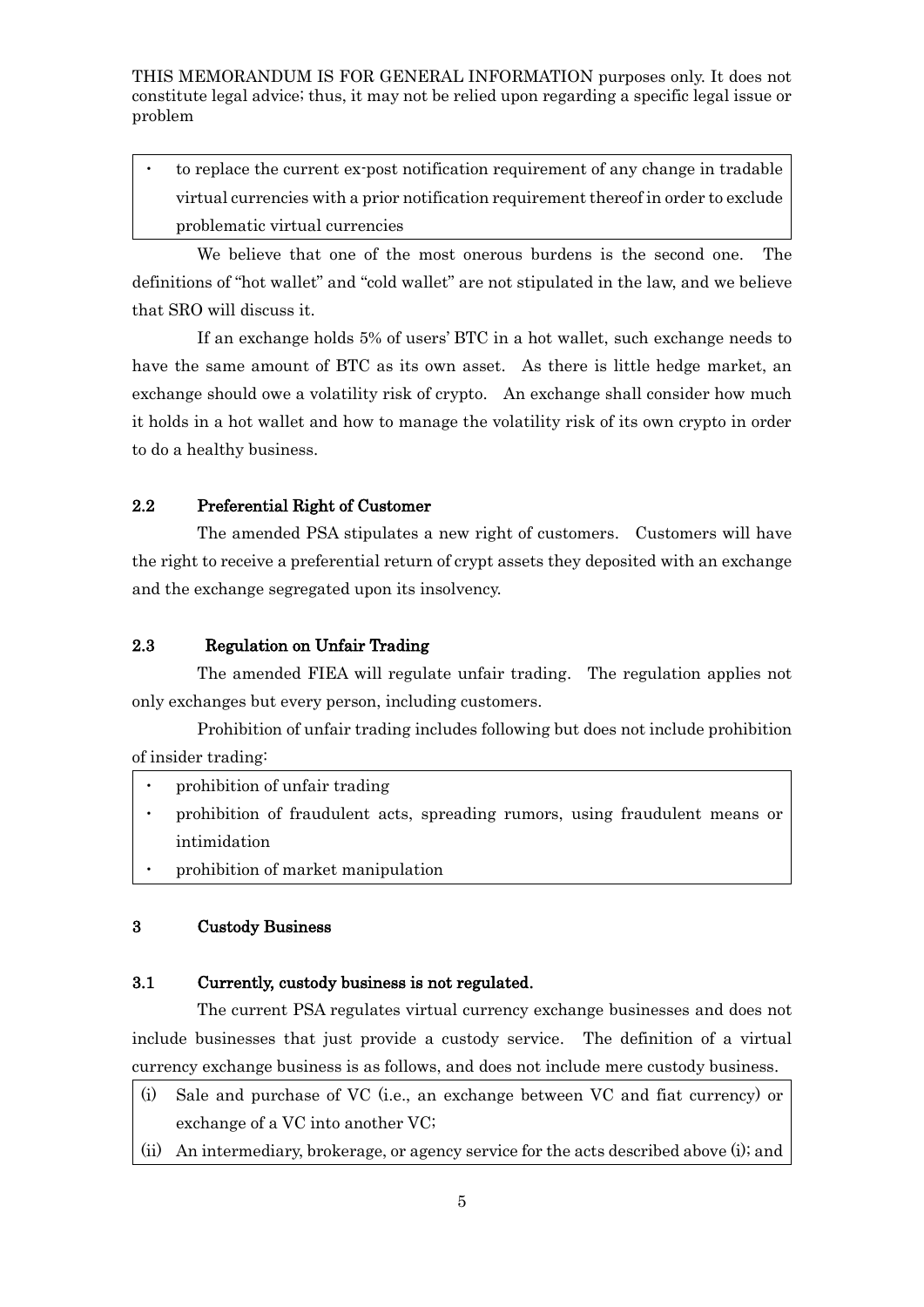THIS MEMORANDUM IS FOR GENERAL INFORMATION purposes only. It does not constitute legal advice; thus, it may not be relied upon regarding a specific legal issue or problem

- to replace the current ex-post notification requirement of any change in tradable virtual currencies with a prior notification requirement thereof in order to exclude problematic virtual currencies

We believe that one of the most onerous burdens is the second one. The definitions of "hot wallet" and "cold wallet" are not stipulated in the law, and we believe that SRO will discuss it.

If an exchange holds 5% of users' BTC in a hot wallet, such exchange needs to have the same amount of BTC as its own asset. As there is little hedge market, an exchange should owe a volatility risk of crypto. An exchange shall consider how much it holds in a hot wallet and how to manage the volatility risk of its own crypto in order to do a healthy business.

### 2.2 Preferential Right of Customer

The amended PSA stipulates a new right of customers. Customers will have the right to receive a preferential return of crypt assets they deposited with an exchange and the exchange segregated upon its insolvency.

### 2.3 Regulation on Unfair Trading

The amended FIEA will regulate unfair trading. The regulation applies not only exchanges but every person, including customers.

Prohibition of unfair trading includes following but does not include prohibition of insider trading:

- prohibition of unfair trading
- prohibition of fraudulent acts, spreading rumors, using fraudulent means or intimidation
- prohibition of market manipulation

## 3 Custody Business

### 3.1 Currently, custody business is not regulated.

The current PSA regulates virtual currency exchange businesses and does not include businesses that just provide a custody service. The definition of a virtual currency exchange business is as follows, and does not include mere custody business.

(i) Sale and purchase of VC (i.e., an exchange between VC and fiat currency) or exchange of a VC into another VC;

(ii) An intermediary, brokerage, or agency service for the acts described above (i); and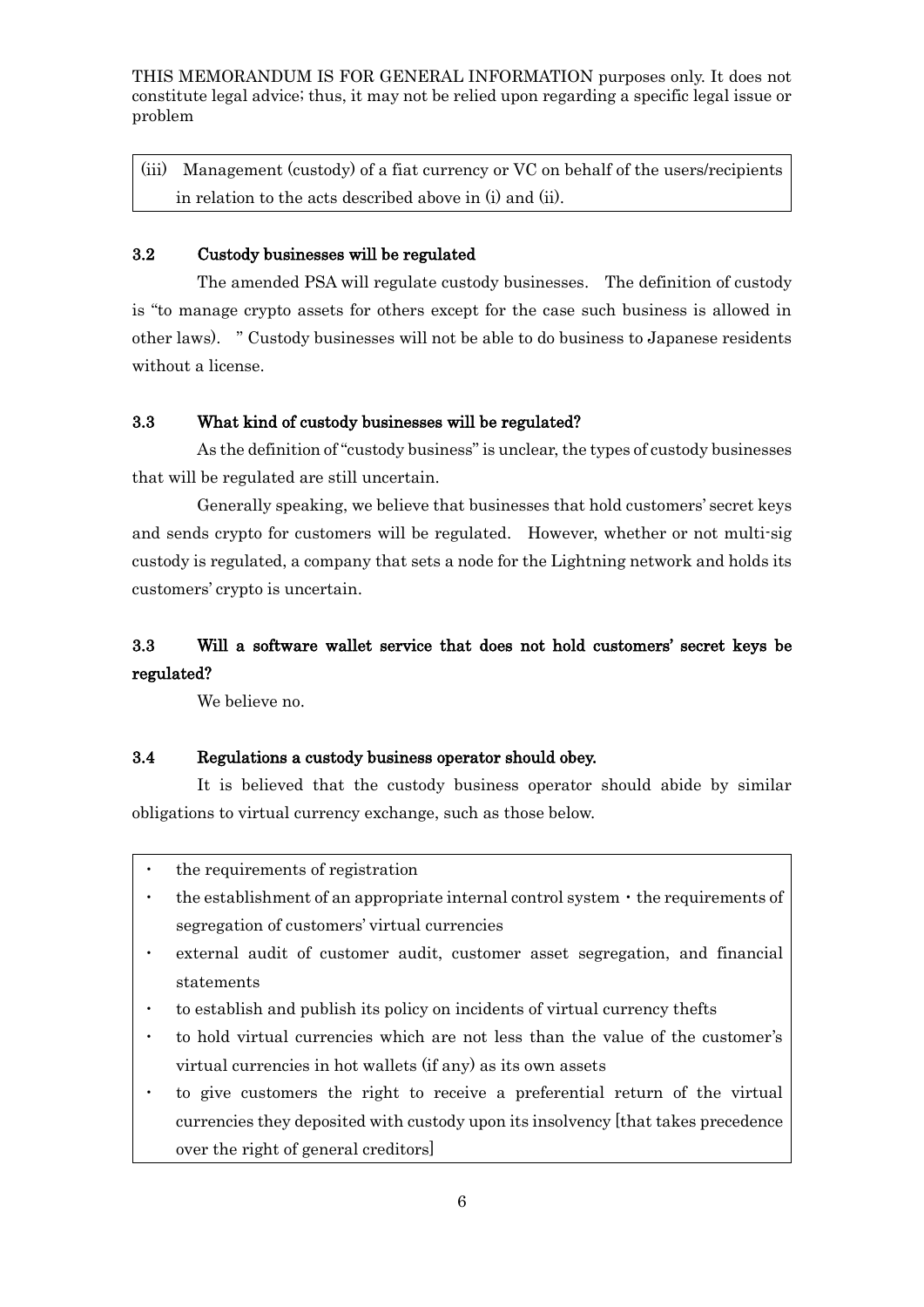THIS MEMORANDUM IS FOR GENERAL INFORMATION purposes only. It does not constitute legal advice; thus, it may not be relied upon regarding a specific legal issue or problem

(iii) Management (custody) of a fiat currency or VC on behalf of the users/recipients in relation to the acts described above in (i) and (ii).

### 3.2 Custody businesses will be regulated

The amended PSA will regulate custody businesses. The definition of custody is "to manage crypto assets for others except for the case such business is allowed in other laws). " Custody businesses will not be able to do business to Japanese residents without a license.

### 3.3 What kind of custody businesses will be regulated?

As the definition of "custody business" is unclear, the types of custody businesses that will be regulated are still uncertain.

Generally speaking, we believe that businesses that hold customers' secret keys and sends crypto for customers will be regulated. However, whether or not multi-sig custody is regulated, a company that sets a node for the Lightning network and holds its customers' crypto is uncertain.

### 3.3 Will a software wallet service that does not hold customers' secret keys be regulated?

We believe no.

### 3.4 Regulations a custody business operator should obey.

It is believed that the custody business operator should abide by similar obligations to virtual currency exchange, such as those below.

- the requirements of registration
- the establishment of an appropriate internal control system・the requirements of segregation of customers' virtual currencies
- external audit of customer audit, customer asset segregation, and financial statements
- to establish and publish its policy on incidents of virtual currency thefts
- to hold virtual currencies which are not less than the value of the customer's virtual currencies in hot wallets (if any) as its own assets
- to give customers the right to receive a preferential return of the virtual currencies they deposited with custody upon its insolvency [that takes precedence over the right of general creditors]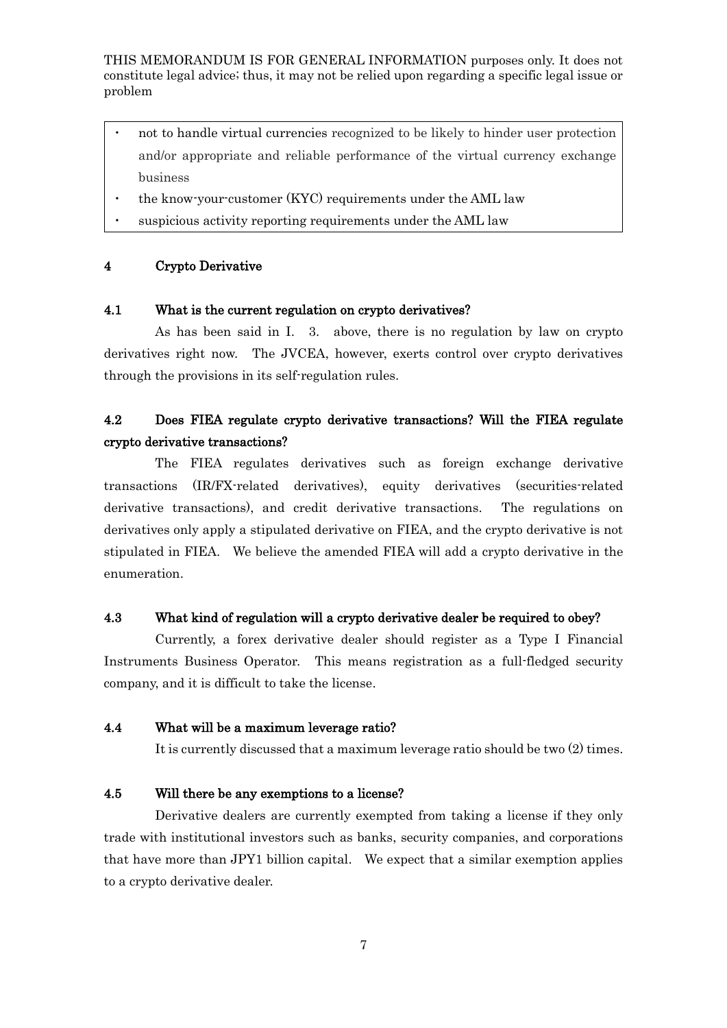THIS MEMORANDUM IS FOR GENERAL INFORMATION purposes only. It does not constitute legal advice; thus, it may not be relied upon regarding a specific legal issue or problem

- not to handle virtual currencies recognized to be likely to hinder user protection and/or appropriate and reliable performance of the virtual currency exchange business
- the know-your-customer (KYC) requirements under the AML law
- suspicious activity reporting requirements under the AML law

## 4 Crypto Derivative

### 4.1 What is the current regulation on crypto derivatives?

As has been said in I. 3. above, there is no regulation by law on crypto derivatives right now. The JVCEA, however, exerts control over crypto derivatives through the provisions in its self-regulation rules.

### 4.2 Does FIEA regulate crypto derivative transactions? Will the FIEA regulate crypto derivative transactions?

The FIEA regulates derivatives such as foreign exchange derivative transactions (IR/FX-related derivatives), equity derivatives (securities-related derivative transactions), and credit derivative transactions. The regulations on derivatives only apply a stipulated derivative on FIEA, and the crypto derivative is not stipulated in FIEA. We believe the amended FIEA will add a crypto derivative in the enumeration.

### 4.3 What kind of regulation will a crypto derivative dealer be required to obey?

Currently, a forex derivative dealer should register as a Type I Financial Instruments Business Operator. This means registration as a full-fledged security company, and it is difficult to take the license.

### 4.4 What will be a maximum leverage ratio?

It is currently discussed that a maximum leverage ratio should be two (2) times.

### 4.5 Will there be any exemptions to a license?

Derivative dealers are currently exempted from taking a license if they only trade with institutional investors such as banks, security companies, and corporations that have more than JPY1 billion capital. We expect that a similar exemption applies to a crypto derivative dealer.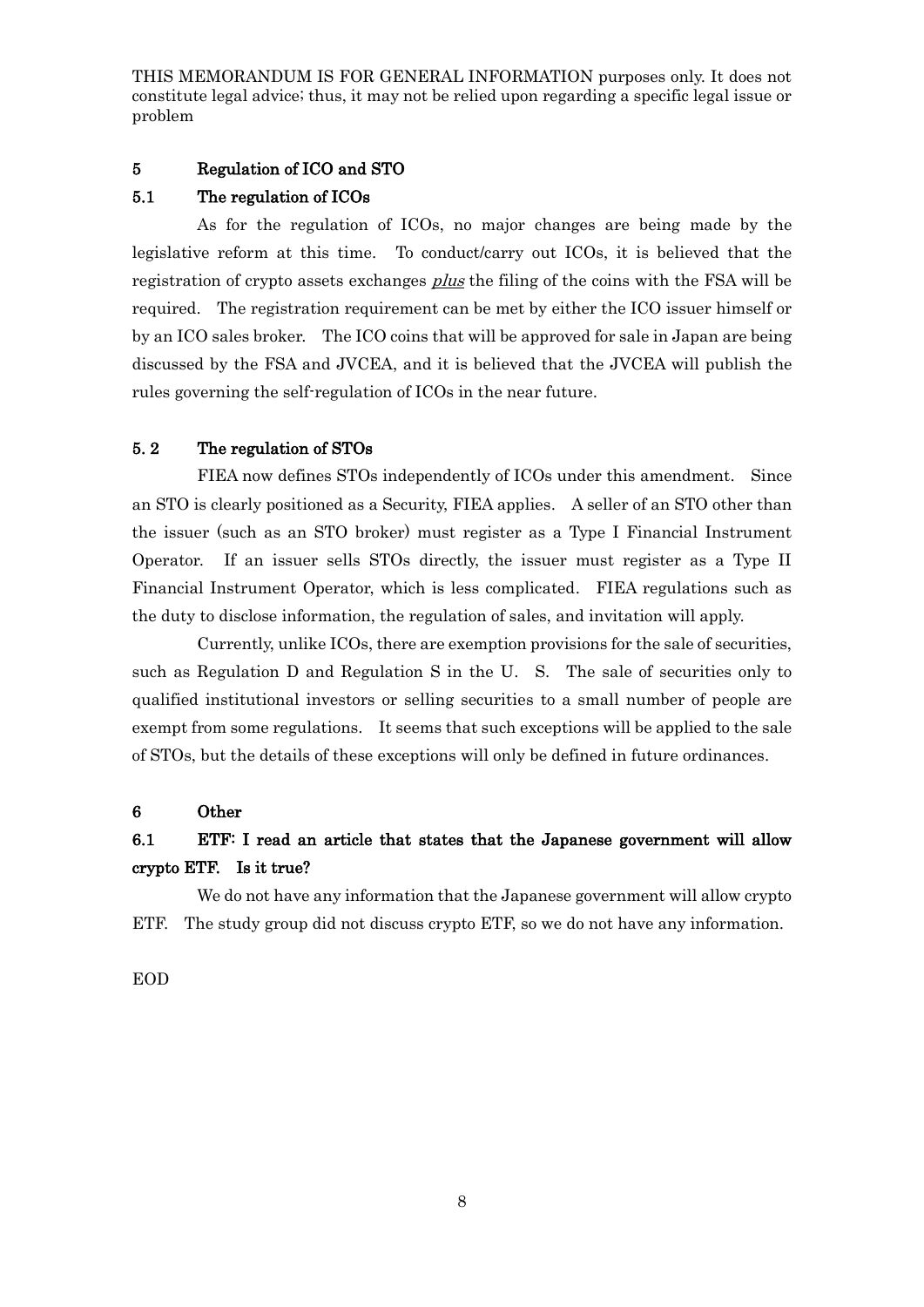THIS MEMORANDUM IS FOR GENERAL INFORMATION purposes only. It does not constitute legal advice; thus, it may not be relied upon regarding a specific legal issue or problem

## 5 Regulation of ICO and STO

### 5.1 The regulation of ICOs

As for the regulation of ICOs, no major changes are being made by the legislative reform at this time. To conduct/carry out ICOs, it is believed that the registration of crypto assets exchanges *plus* the filing of the coins with the FSA will be required. The registration requirement can be met by either the ICO issuer himself or by an ICO sales broker. The ICO coins that will be approved for sale in Japan are being discussed by the FSA and JVCEA, and it is believed that the JVCEA will publish the rules governing the self-regulation of ICOs in the near future.

### 5. 2 The regulation of STOs

FIEA now defines STOs independently of ICOs under this amendment. Since an STO is clearly positioned as a Security, FIEA applies. A seller of an STO other than the issuer (such as an STO broker) must register as a Type I Financial Instrument Operator. If an issuer sells STOs directly, the issuer must register as a Type II Financial Instrument Operator, which is less complicated. FIEA regulations such as the duty to disclose information, the regulation of sales, and invitation will apply.

Currently, unlike ICOs, there are exemption provisions for the sale of securities, such as Regulation D and Regulation S in the U. S. The sale of securities only to qualified institutional investors or selling securities to a small number of people are exempt from some regulations. It seems that such exceptions will be applied to the sale of STOs, but the details of these exceptions will only be defined in future ordinances.

## 6 Other

### 6.1 ETF: I read an article that states that the Japanese government will allow crypto ETF. Is it true?

We do not have any information that the Japanese government will allow crypto ETF. The study group did not discuss crypto ETF, so we do not have any information.

EOD